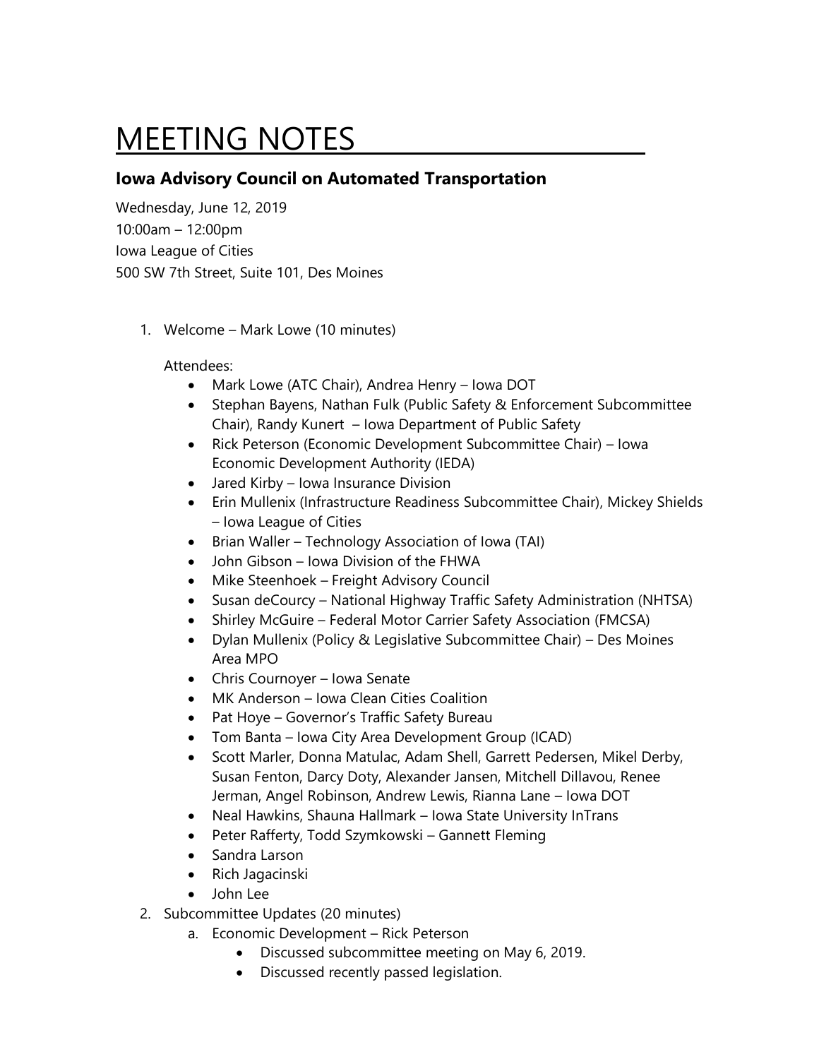# MEETING NOTES

## Iowa Advisory Council on Automated Transportation

Wednesday, June 12, 2019
10:00am – 12:00pm
Iowa League of Cities
500 SW 7th Street, Suite 101, Des Moines

1. Welcome – Mark Lowe (10 minutes)

   Attendees:
   - Mark Lowe (ATC Chair), Andrea Henry – Iowa DOT
   - Stephan Bayens, Nathan Fulk (Public Safety & Enforcement Subcommittee Chair), Randy Kunert – Iowa Department of Public Safety
   - Rick Peterson (Economic Development Subcommittee Chair) – Iowa Economic Development Authority (IEDA)
   - Jared Kirby – Iowa Insurance Division
   - Erin Mullenix (Infrastructure Readiness Subcommittee Chair), Mickey Shields – Iowa League of Cities
   - Brian Waller – Technology Association of Iowa (TAI)
   - John Gibson – Iowa Division of the FHWA
   - Mike Steenhoek – Freight Advisory Council
   - Susan deCourcy – National Highway Traffic Safety Administration (NHTSA)
   - Shirley McGuire – Federal Motor Carrier Safety Association (FMCSA)
   - Dylan Mullenix (Policy & Legislative Subcommittee Chair) – Des Moines Area MPO
   - Chris Cournoyer – Iowa Senate
   - MK Anderson – Iowa Clean Cities Coalition
   - Pat Hoye – Governor's Traffic Safety Bureau
   - Tom Banta – Iowa City Area Development Group (ICAD)
   - Scott Marler, Donna Matulac, Adam Shell, Garrett Pedersen, Mikel Derby, Susan Fenton, Darcy Doty, Alexander Jansen, Mitchell Dillavou, Renee Jerman, Angel Robinson, Andrew Lewis, Rianna Lane – Iowa DOT
   - Neal Hawkins, Shauna Hallmark – Iowa State University InTrans
   - Peter Rafferty, Todd Szymkowski – Gannett Fleming
   - Sandra Larson
   - Rich Jagacinski
   - John Lee
2. Subcommittee Updates (20 minutes)
   a. Economic Development – Rick Peterson
      - Discussed subcommittee meeting on May 6, 2019.
      - Discussed recently passed legislation.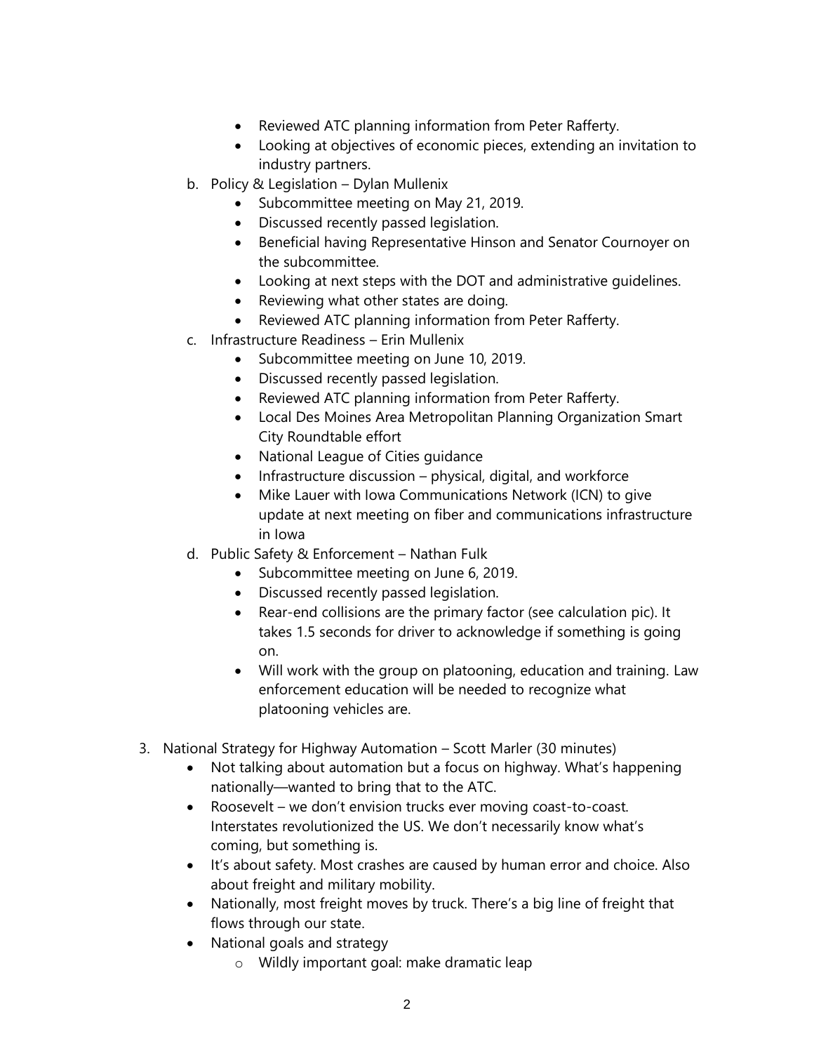- Reviewed ATC planning information from Peter Rafferty.
- Looking at objectives of economic pieces, extending an invitation to industry partners.

b. Policy & Legislation – Dylan Mullenix
- Subcommittee meeting on May 21, 2019.
- Discussed recently passed legislation.
- Beneficial having Representative Hinson and Senator Cournoyer on the subcommittee.
- Looking at next steps with the DOT and administrative guidelines.
- Reviewing what other states are doing.
- Reviewed ATC planning information from Peter Rafferty.

c. Infrastructure Readiness – Erin Mullenix
- Subcommittee meeting on June 10, 2019.
- Discussed recently passed legislation.
- Reviewed ATC planning information from Peter Rafferty.
- Local Des Moines Area Metropolitan Planning Organization Smart City Roundtable effort
- National League of Cities guidance
- Infrastructure discussion – physical, digital, and workforce
- Mike Lauer with Iowa Communications Network (ICN) to give update at next meeting on fiber and communications infrastructure in Iowa

d. Public Safety & Enforcement – Nathan Fulk
- Subcommittee meeting on June 6, 2019.
- Discussed recently passed legislation.
- Rear-end collisions are the primary factor (see calculation pic). It takes 1.5 seconds for driver to acknowledge if something is going on.
- Will work with the group on platooning, education and training. Law enforcement education will be needed to recognize what platooning vehicles are.

3. National Strategy for Highway Automation – Scott Marler (30 minutes)
   - Not talking about automation but a focus on highway. What's happening nationally—wanted to bring that to the ATC.
   - Roosevelt – we don't envision trucks ever moving coast-to-coast. Interstates revolutionized the US. We don't necessarily know what's coming, but something is.
   - It's about safety. Most crashes are caused by human error and choice. Also about freight and military mobility.
   - Nationally, most freight moves by truck. There's a big line of freight that flows through our state.
   - National goals and strategy
     - Wildly important goal: make dramatic leap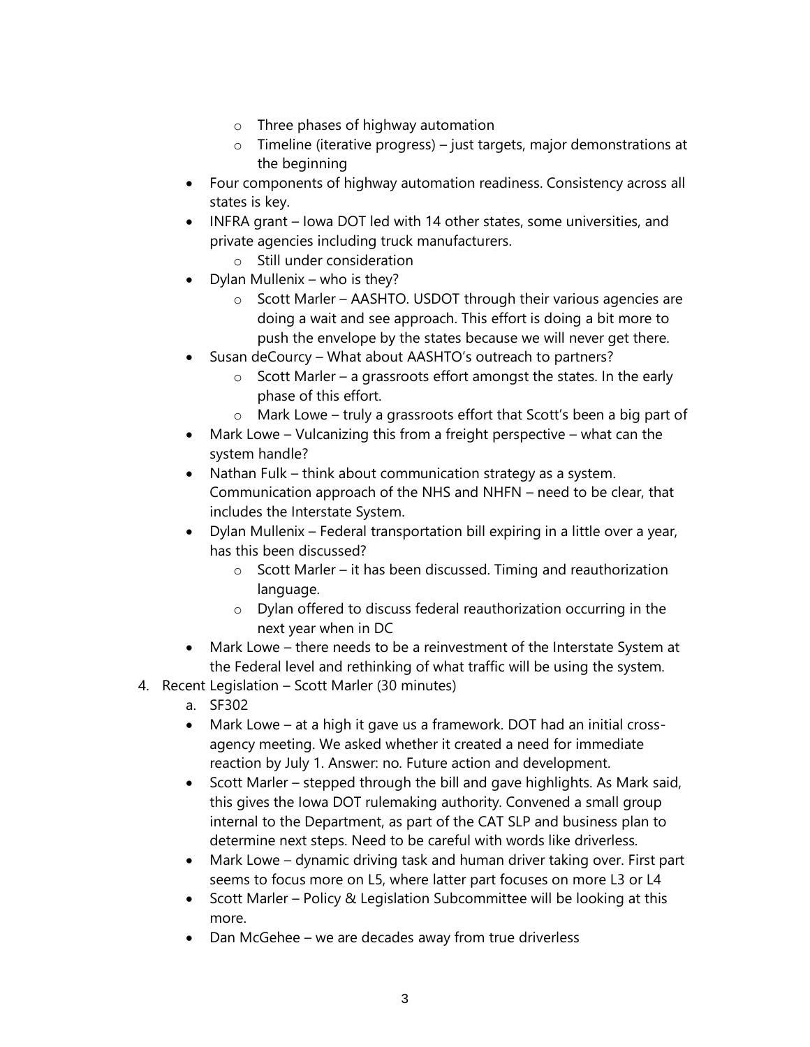- Three phases of highway automation
  - Timeline (iterative progress) – just targets, major demonstrations at the beginning
- Four components of highway automation readiness. Consistency across all states is key.
- INFRA grant – Iowa DOT led with 14 other states, some universities, and private agencies including truck manufacturers.
  - Still under consideration
- Dylan Mullenix – who is they?
  - Scott Marler – AASHTO. USDOT through their various agencies are doing a wait and see approach. This effort is doing a bit more to push the envelope by the states because we will never get there.
- Susan deCourcy – What about AASHTO's outreach to partners?
  - Scott Marler – a grassroots effort amongst the states. In the early phase of this effort.
  - Mark Lowe – truly a grassroots effort that Scott's been a big part of
- Mark Lowe – Vulcanizing this from a freight perspective – what can the system handle?
- Nathan Fulk – think about communication strategy as a system. Communication approach of the NHS and NHFN – need to be clear, that includes the Interstate System.
- Dylan Mullenix – Federal transportation bill expiring in a little over a year, has this been discussed?
  - Scott Marler – it has been discussed. Timing and reauthorization language.
  - Dylan offered to discuss federal reauthorization occurring in the next year when in DC
- Mark Lowe – there needs to be a reinvestment of the Interstate System at the Federal level and rethinking of what traffic will be using the system.

4. Recent Legislation – Scott Marler (30 minutes)
   a. SF302
   - Mark Lowe – at a high it gave us a framework. DOT had an initial cross-agency meeting. We asked whether it created a need for immediate reaction by July 1. Answer: no. Future action and development.
   - Scott Marler – stepped through the bill and gave highlights. As Mark said, this gives the Iowa DOT rulemaking authority. Convened a small group internal to the Department, as part of the CAT SLP and business plan to determine next steps. Need to be careful with words like driverless.
   - Mark Lowe – dynamic driving task and human driver taking over. First part seems to focus more on L5, where latter part focuses on more L3 or L4
   - Scott Marler – Policy & Legislation Subcommittee will be looking at this more.
   - Dan McGehee – we are decades away from true driverless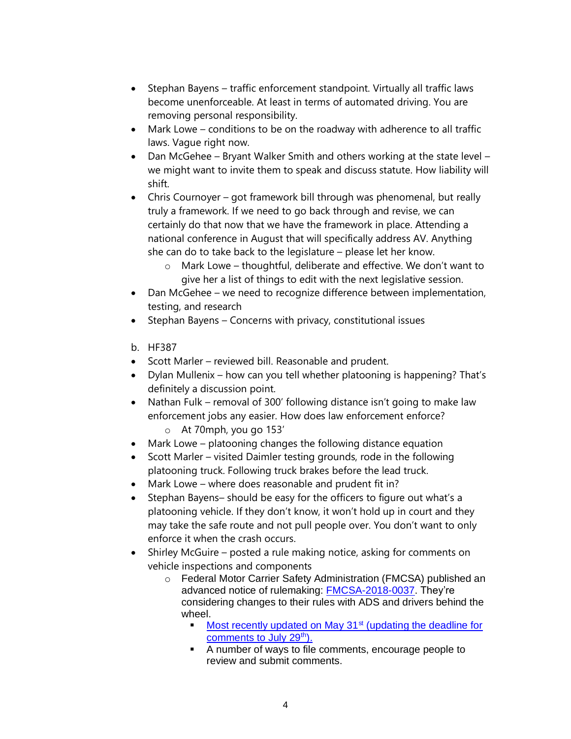- Stephan Bayens – traffic enforcement standpoint. Virtually all traffic laws become unenforceable. At least in terms of automated driving. You are removing personal responsibility.
- Mark Lowe – conditions to be on the roadway with adherence to all traffic laws. Vague right now.
- Dan McGehee – Bryant Walker Smith and others working at the state level – we might want to invite them to speak and discuss statute. How liability will shift.
- Chris Cournoyer – got framework bill through was phenomenal, but really truly a framework. If we need to go back through and revise, we can certainly do that now that we have the framework in place. Attending a national conference in August that will specifically address AV. Anything she can do to take back to the legislature – please let her know.
    - Mark Lowe – thoughtful, deliberate and effective. We don't want to give her a list of things to edit with the next legislative session.
- Dan McGehee – we need to recognize difference between implementation, testing, and research
- Stephan Bayens – Concerns with privacy, constitutional issues

b. HF387

- Scott Marler – reviewed bill. Reasonable and prudent.
- Dylan Mullenix – how can you tell whether platooning is happening? That's definitely a discussion point.
- Nathan Fulk – removal of 300' following distance isn't going to make law enforcement jobs any easier. How does law enforcement enforce?
    - At 70mph, you go 153'
- Mark Lowe – platooning changes the following distance equation
- Scott Marler – visited Daimler testing grounds, rode in the following platooning truck. Following truck brakes before the lead truck.
- Mark Lowe – where does reasonable and prudent fit in?
- Stephan Bayens– should be easy for the officers to figure out what's a platooning vehicle. If they don't know, it won't hold up in court and they may take the safe route and not pull people over. You don't want to only enforce it when the crash occurs.
- Shirley McGuire – posted a rule making notice, asking for comments on vehicle inspections and components
    - Federal Motor Carrier Safety Administration (FMCSA) published an advanced notice of rulemaking: FMCSA-2018-0037. They're considering changes to their rules with ADS and drivers behind the wheel.
        - Most recently updated on May 31st (updating the deadline for comments to July 29th).
        - A number of ways to file comments, encourage people to review and submit comments.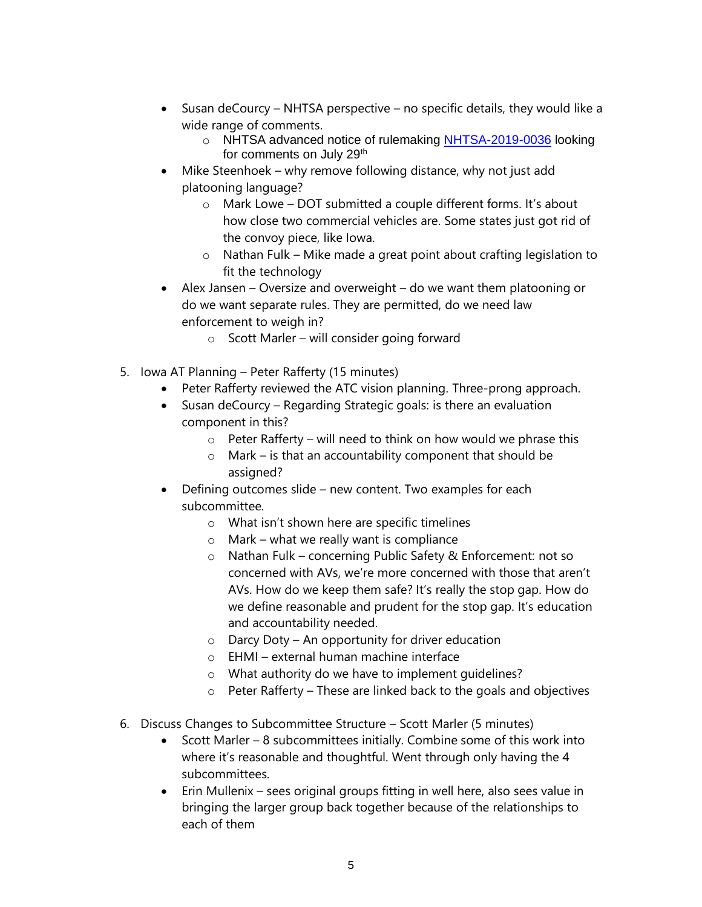- Susan deCourcy – NHTSA perspective – no specific details, they would like a wide range of comments.
    - NHTSA advanced notice of rulemaking NHTSA-2019-0036 looking for comments on July 29th
- Mike Steenhoek – why remove following distance, why not just add platooning language?
    - Mark Lowe – DOT submitted a couple different forms. It's about how close two commercial vehicles are. Some states just got rid of the convoy piece, like Iowa.
    - Nathan Fulk – Mike made a great point about crafting legislation to fit the technology
- Alex Jansen – Oversize and overweight – do we want them platooning or do we want separate rules. They are permitted, do we need law enforcement to weigh in?
    - Scott Marler – will consider going forward

5. Iowa AT Planning – Peter Rafferty (15 minutes)
    - Peter Rafferty reviewed the ATC vision planning. Three-prong approach.
    - Susan deCourcy – Regarding Strategic goals: is there an evaluation component in this?
        - Peter Rafferty – will need to think on how would we phrase this
        - Mark – is that an accountability component that should be assigned?
    - Defining outcomes slide – new content. Two examples for each subcommittee.
        - What isn't shown here are specific timelines
        - Mark – what we really want is compliance
        - Nathan Fulk – concerning Public Safety & Enforcement: not so concerned with AVs, we're more concerned with those that aren't AVs. How do we keep them safe? It's really the stop gap. How do we define reasonable and prudent for the stop gap. It's education and accountability needed.
        - Darcy Doty – An opportunity for driver education
        - EHMI – external human machine interface
        - What authority do we have to implement guidelines?
        - Peter Rafferty – These are linked back to the goals and objectives

6. Discuss Changes to Subcommittee Structure – Scott Marler (5 minutes)
    - Scott Marler – 8 subcommittees initially. Combine some of this work into where it's reasonable and thoughtful. Went through only having the 4 subcommittees.
    - Erin Mullenix – sees original groups fitting in well here, also sees value in bringing the larger group back together because of the relationships to each of them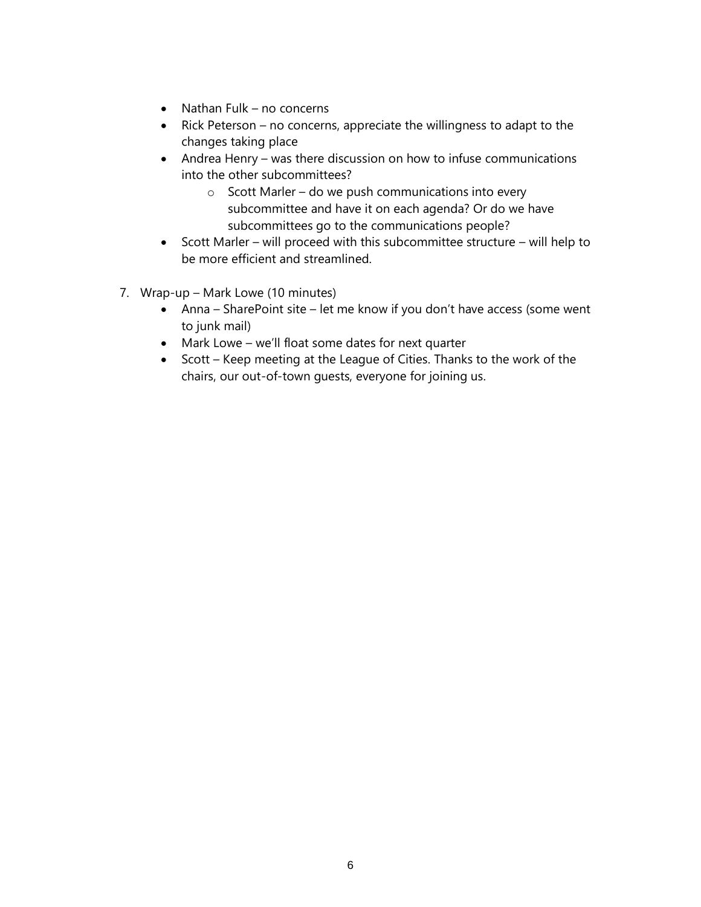- Nathan Fulk – no concerns
- Rick Peterson – no concerns, appreciate the willingness to adapt to the changes taking place
- Andrea Henry – was there discussion on how to infuse communications into the other subcommittees?
    - Scott Marler – do we push communications into every subcommittee and have it on each agenda? Or do we have subcommittees go to the communications people?
- Scott Marler – will proceed with this subcommittee structure – will help to be more efficient and streamlined.

7. Wrap-up – Mark Lowe (10 minutes)
    - Anna – SharePoint site – let me know if you don't have access (some went to junk mail)
    - Mark Lowe – we'll float some dates for next quarter
    - Scott – Keep meeting at the League of Cities. Thanks to the work of the chairs, our out-of-town guests, everyone for joining us.